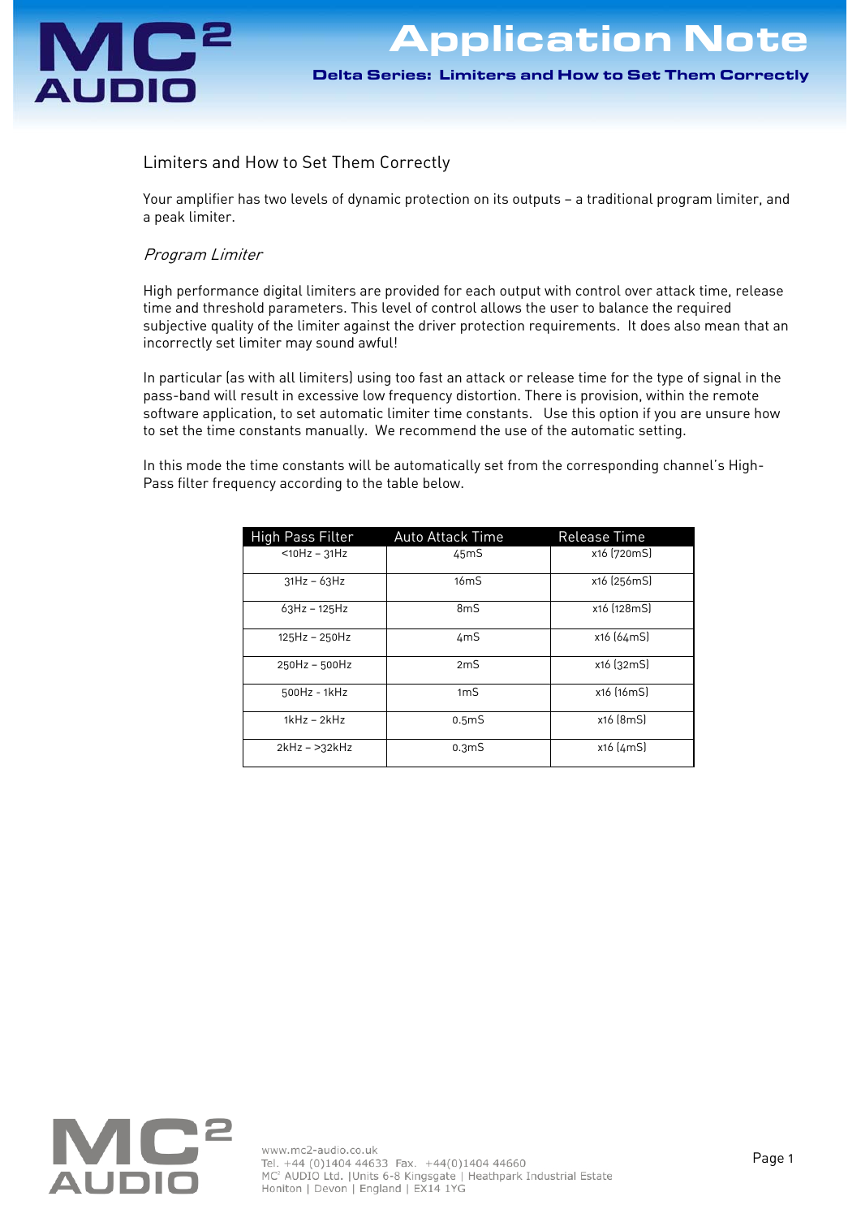# Application Note

## Delta Series: Limiters and How to Set Them Correctly

### Limiters and How to Set Them Correctly

Your amplifier has two levels of dynamic protection on its outputs – a traditional program limiter, and a peak limiter.

#### *Program Limiter*

High performance digital limiters are provided for each output with control over attack time, release time and threshold parameters. This level of control allows the user to balance the required subjective quality of the limiter against the driver protection requirements. It does also mean that an incorrectly set limiter may sound awful!

In particular (as with all limiters) using too fast an attack or release time for the type of signal in the pass-band will result in excessive low frequency distortion. There is provision, within the remote software application, to set automatic limiter time constants. Use this option if you are unsure how to set the time constants manually. We recommend the use of the automatic setting.

In this mode the time constants will be automatically set from the corresponding channel's High-Pass filter frequency according to the table below.

| High Pass Filter | Auto Attack Time | Release Time |
|---|---|---|
| <10Hz – 31Hz | 45mS | x16 (720mS) |
| 31Hz – 63Hz | 16mS | x16 (256mS) |
| 63Hz – 125Hz | 8mS | x16 (128mS) |
| 125Hz – 250Hz | 4mS | x16 (64mS) |
| 250Hz – 500Hz | 2mS | x16 (32mS) |
| 500Hz - 1kHz | 1mS | x16 (16mS) |
| 1kHz – 2kHz | 0.5mS | x16 (8mS) |
| 2kHz – >32kHz | 0.3mS | x16 (4mS) |

www.mc2-audio.co.uk
Tel. +44 (0)1404 44633 Fax. +44(0)1404 44660
MC² AUDIO Ltd. |Units 6-8 Kingsgate | Heathpark Industrial Estate
Honiton | Devon | England | EX14 1YG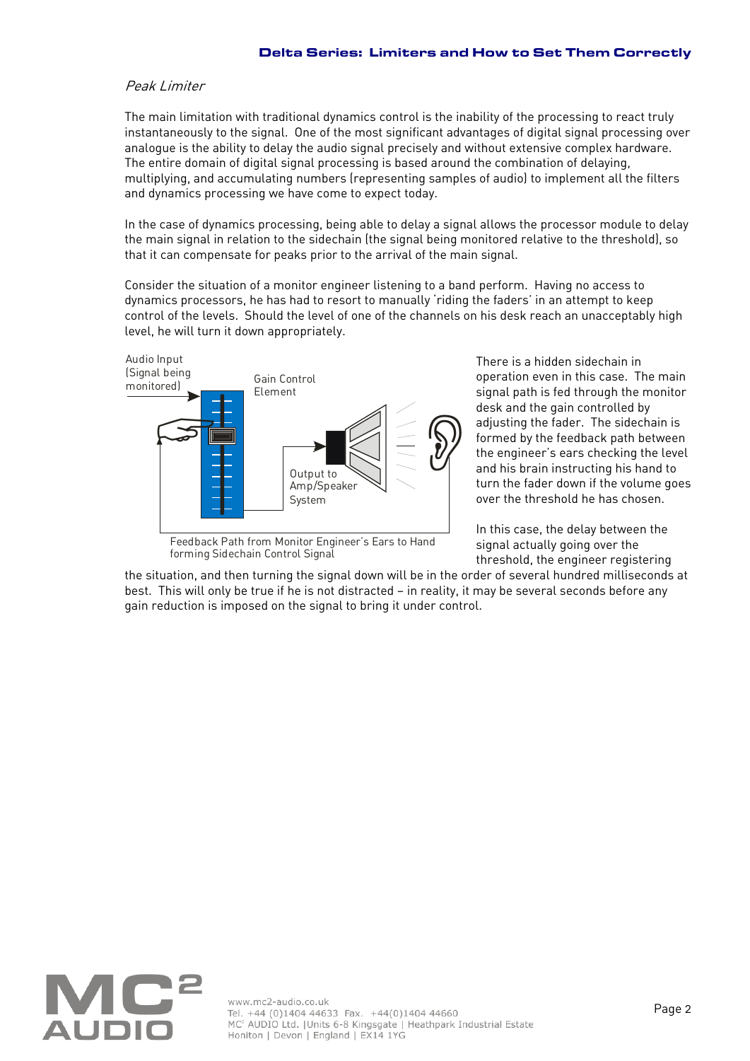*Peak Limiter*

The main limitation with traditional dynamics control is the inability of the processing to react truly instantaneously to the signal. One of the most significant advantages of digital signal processing over analogue is the ability to delay the audio signal precisely and without extensive complex hardware. The entire domain of digital signal processing is based around the combination of delaying, multiplying, and accumulating numbers (representing samples of audio) to implement all the filters and dynamics processing we have come to expect today.

In the case of dynamics processing, being able to delay a signal allows the processor module to delay the main signal in relation to the sidechain (the signal being monitored relative to the threshold), so that it can compensate for peaks prior to the arrival of the main signal.

Consider the situation of a monitor engineer listening to a band perform. Having no access to dynamics processors, he has had to resort to manually 'riding the faders' in an attempt to keep control of the levels. Should the level of one of the channels on his desk reach an unacceptably high level, he will turn it down appropriately.

Audio Input (Signal being monitored)

Gain Control Element

Output to Amp/Speaker System

Feedback Path from Monitor Engineer's Ears to Hand forming Sidechain Control Signal

There is a hidden sidechain in operation even in this case. The main signal path is fed through the monitor desk and the gain controlled by adjusting the fader. The sidechain is formed by the feedback path between the engineer's ears checking the level and his brain instructing his hand to turn the fader down if the volume goes over the threshold he has chosen.

In this case, the delay between the signal actually going over the threshold, the engineer registering the situation, and then turning the signal down will be in the order of several hundred milliseconds at best. This will only be true if he is not distracted – in reality, it may be several seconds before any gain reduction is imposed on the signal to bring it under control.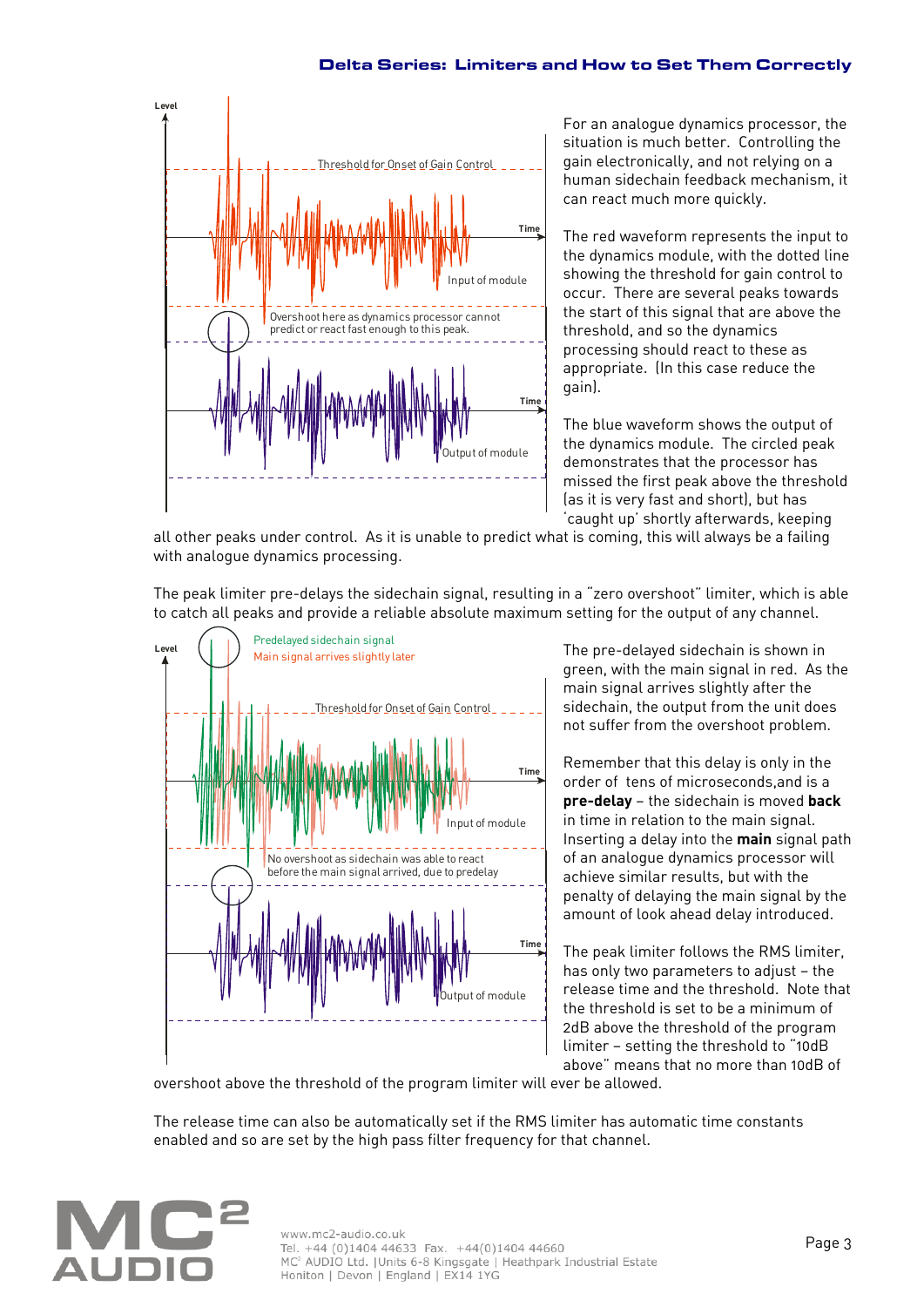For an analogue dynamics processor, the situation is much better. Controlling the gain electronically, and not relying on a human sidechain feedback mechanism, it can react much more quickly.

The red waveform represents the input to the dynamics module, with the dotted line showing the threshold for gain control to occur. There are several peaks towards the start of this signal that are above the threshold, and so the dynamics processing should react to these as appropriate. (In this case reduce the gain).

The blue waveform shows the output of the dynamics module. The circled peak demonstrates that the processor has missed the first peak above the threshold (as it is very fast and short), but has 'caught up' shortly afterwards, keeping all other peaks under control. As it is unable to predict what is coming, this will always be a failing with analogue dynamics processing.

The peak limiter pre-delays the sidechain signal, resulting in a "zero overshoot" limiter, which is able to catch all peaks and provide a reliable absolute maximum setting for the output of any channel.

The pre-delayed sidechain is shown in green, with the main signal in red. As the main signal arrives slightly after the sidechain, the output from the unit does not suffer from the overshoot problem.

Remember that this delay is only in the order of tens of microseconds,and is a **pre-delay** – the sidechain is moved **back** in time in relation to the main signal. Inserting a delay into the **main** signal path of an analogue dynamics processor will achieve similar results, but with the penalty of delaying the main signal by the amount of look ahead delay introduced.

The peak limiter follows the RMS limiter, has only two parameters to adjust – the release time and the threshold. Note that the threshold is set to be a minimum of 2dB above the threshold of the program limiter – setting the threshold to "10dB above" means that no more than 10dB of overshoot above the threshold of the program limiter will ever be allowed.

The release time can also be automatically set if the RMS limiter has automatic time constants enabled and so are set by the high pass filter frequency for that channel.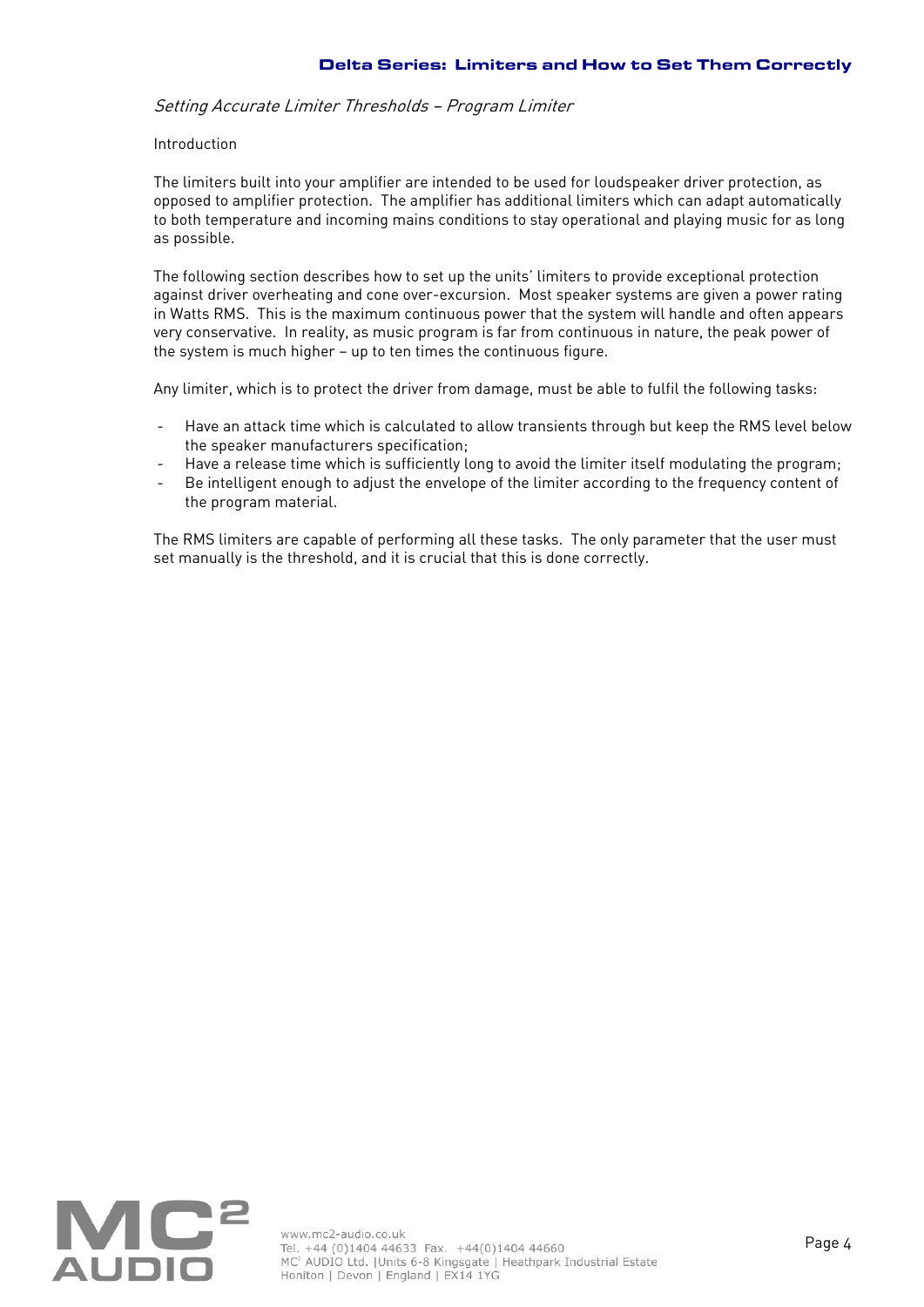*Setting Accurate Limiter Thresholds – Program Limiter*

Introduction

The limiters built into your amplifier are intended to be used for loudspeaker driver protection, as opposed to amplifier protection. The amplifier has additional limiters which can adapt automatically to both temperature and incoming mains conditions to stay operational and playing music for as long as possible.

The following section describes how to set up the units' limiters to provide exceptional protection against driver overheating and cone over-excursion. Most speaker systems are given a power rating in Watts RMS. This is the maximum continuous power that the system will handle and often appears very conservative. In reality, as music program is far from continuous in nature, the peak power of the system is much higher – up to ten times the continuous figure.

Any limiter, which is to protect the driver from damage, must be able to fulfil the following tasks:

- Have an attack time which is calculated to allow transients through but keep the RMS level below the speaker manufacturers specification;
- Have a release time which is sufficiently long to avoid the limiter itself modulating the program;
- Be intelligent enough to adjust the envelope of the limiter according to the frequency content of the program material.

The RMS limiters are capable of performing all these tasks. The only parameter that the user must set manually is the threshold, and it is crucial that this is done correctly.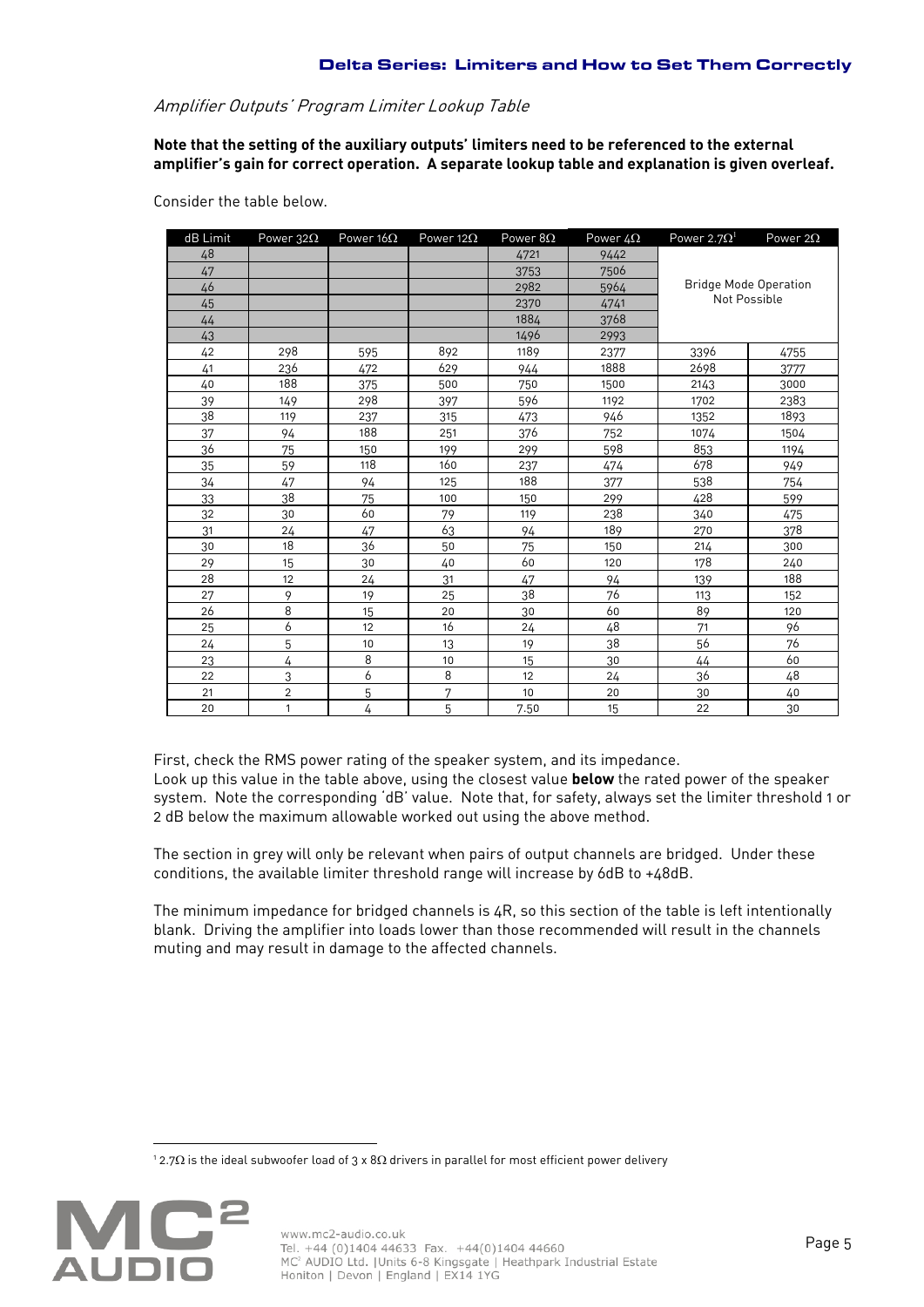*Amplifier Outputs' Program Limiter Lookup Table*

**Note that the setting of the auxiliary outputs' limiters need to be referenced to the external amplifier's gain for correct operation. A separate lookup table and explanation is given overleaf.**

Consider the table below.

| dB Limit | Power 32Ω | Power 16Ω | Power 12Ω | Power 8Ω | Power 4Ω | Power 2.7Ω[1] | Power 2Ω |
|---|---|---|---|---|---|---|---|
| 48 | | | | 4721 | 9442 | Bridge Mode Operation Not Possible | |
| 47 | | | | 3753 | 7506 | | |
| 46 | | | | 2982 | 5964 | | |
| 45 | | | | 2370 | 4741 | | |
| 44 | | | | 1884 | 3768 | | |
| 43 | | | | 1496 | 2993 | | |
| 42 | 298 | 595 | 892 | 1189 | 2377 | 3396 | 4755 |
| 41 | 236 | 472 | 629 | 944 | 1888 | 2698 | 3777 |
| 40 | 188 | 375 | 500 | 750 | 1500 | 2143 | 3000 |
| 39 | 149 | 298 | 397 | 596 | 1192 | 1702 | 2383 |
| 38 | 119 | 237 | 315 | 473 | 946 | 1352 | 1893 |
| 37 | 94 | 188 | 251 | 376 | 752 | 1074 | 1504 |
| 36 | 75 | 150 | 199 | 299 | 598 | 853 | 1194 |
| 35 | 59 | 118 | 160 | 237 | 474 | 678 | 949 |
| 34 | 47 | 94 | 125 | 188 | 377 | 538 | 754 |
| 33 | 38 | 75 | 100 | 150 | 299 | 428 | 599 |
| 32 | 30 | 60 | 79 | 119 | 238 | 340 | 475 |
| 31 | 24 | 47 | 63 | 94 | 189 | 270 | 378 |
| 30 | 18 | 36 | 50 | 75 | 150 | 214 | 300 |
| 29 | 15 | 30 | 40 | 60 | 120 | 178 | 240 |
| 28 | 12 | 24 | 31 | 47 | 94 | 139 | 188 |
| 27 | 9 | 19 | 25 | 38 | 76 | 113 | 152 |
| 26 | 8 | 15 | 20 | 30 | 60 | 89 | 120 |
| 25 | 6 | 12 | 16 | 24 | 48 | 71 | 96 |
| 24 | 5 | 10 | 13 | 19 | 38 | 56 | 76 |
| 23 | 4 | 8 | 10 | 15 | 30 | 44 | 60 |
| 22 | 3 | 6 | 8 | 12 | 24 | 36 | 48 |
| 21 | 2 | 5 | 7 | 10 | 20 | 30 | 40 |
| 20 | 1 | 4 | 5 | 7.50 | 15 | 22 | 30 |

First, check the RMS power rating of the speaker system, and its impedance.
Look up this value in the table above, using the closest value **below** the rated power of the speaker system. Note the corresponding 'dB' value. Note that, for safety, always set the limiter threshold 1 or 2 dB below the maximum allowable worked out using the above method.

The section in grey will only be relevant when pairs of output channels are bridged. Under these conditions, the available limiter threshold range will increase by 6dB to +48dB.

The minimum impedance for bridged channels is 4R, so this section of the table is left intentionally blank. Driving the amplifier into loads lower than those recommended will result in the channels muting and may result in damage to the affected channels.

[1] 2.7Ω is the ideal subwoofer load of 3 x 8Ω drivers in parallel for most efficient power delivery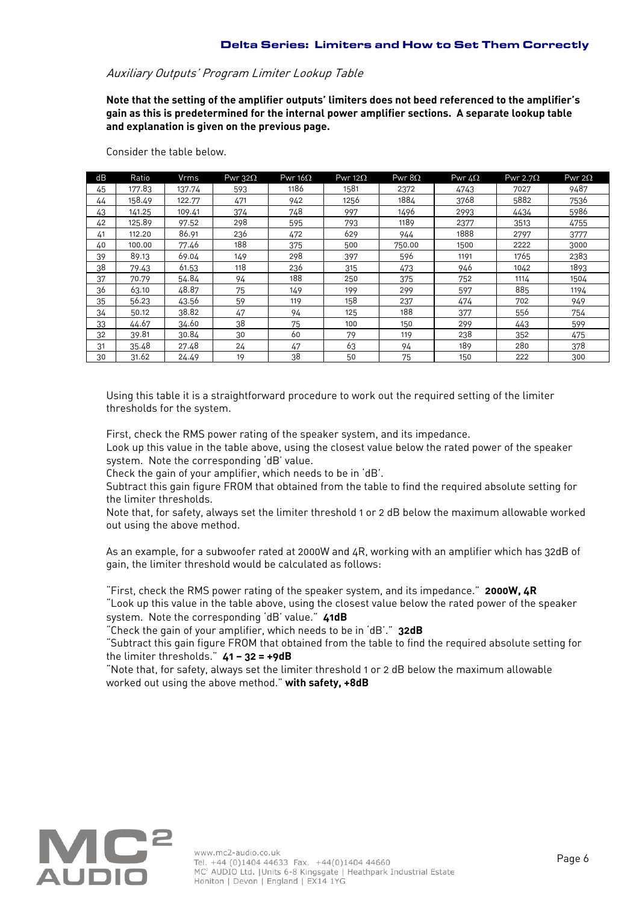*Auxiliary Outputs' Program Limiter Lookup Table*

**Note that the setting of the amplifier outputs' limiters does not beed referenced to the amplifier's gain as this is predetermined for the internal power amplifier sections. A separate lookup table and explanation is given on the previous page.**

Consider the table below.

| dB | Ratio | Vrms | Pwr 32Ω | Pwr 16Ω | Pwr 12Ω | Pwr 8Ω | Pwr 4Ω | Pwr 2.7Ω | Pwr 2Ω |
|---|---|---|---|---|---|---|---|---|---|
| 45 | 177.83 | 137.74 | 593 | 1186 | 1581 | 2372 | 4743 | 7027 | 9487 |
| 44 | 158.49 | 122.77 | 471 | 942 | 1256 | 1884 | 3768 | 5882 | 7536 |
| 43 | 141.25 | 109.41 | 374 | 748 | 997 | 1496 | 2993 | 4434 | 5986 |
| 42 | 125.89 | 97.52 | 298 | 595 | 793 | 1189 | 2377 | 3513 | 4755 |
| 41 | 112.20 | 86.91 | 236 | 472 | 629 | 944 | 1888 | 2797 | 3777 |
| 40 | 100.00 | 77.46 | 188 | 375 | 500 | 750.00 | 1500 | 2222 | 3000 |
| 39 | 89.13 | 69.04 | 149 | 298 | 397 | 596 | 1191 | 1765 | 2383 |
| 38 | 79.43 | 61.53 | 118 | 236 | 315 | 473 | 946 | 1042 | 1893 |
| 37 | 70.79 | 54.84 | 94 | 188 | 250 | 375 | 752 | 1114 | 1504 |
| 36 | 63.10 | 48.87 | 75 | 149 | 199 | 299 | 597 | 885 | 1194 |
| 35 | 56.23 | 43.56 | 59 | 119 | 158 | 237 | 474 | 702 | 949 |
| 34 | 50.12 | 38.82 | 47 | 94 | 125 | 188 | 377 | 556 | 754 |
| 33 | 44.67 | 34.60 | 38 | 75 | 100 | 150 | 299 | 443 | 599 |
| 32 | 39.81 | 30.84 | 30 | 60 | 79 | 119 | 238 | 352 | 475 |
| 31 | 35.48 | 27.48 | 24 | 47 | 63 | 94 | 189 | 280 | 378 |
| 30 | 31.62 | 24.49 | 19 | 38 | 50 | 75 | 150 | 222 | 300 |

Using this table it is a straightforward procedure to work out the required setting of the limiter thresholds for the system.

First, check the RMS power rating of the speaker system, and its impedance.
Look up this value in the table above, using the closest value below the rated power of the speaker system. Note the corresponding 'dB' value.
Check the gain of your amplifier, which needs to be in 'dB'.
Subtract this gain figure FROM that obtained from the table to find the required absolute setting for the limiter thresholds.
Note that, for safety, always set the limiter threshold 1 or 2 dB below the maximum allowable worked out using the above method.

As an example, for a subwoofer rated at 2000W and 4R, working with an amplifier which has 32dB of gain, the limiter threshold would be calculated as follows:

"First, check the RMS power rating of the speaker system, and its impedance." **2000W, 4R**
"Look up this value in the table above, using the closest value below the rated power of the speaker system. Note the corresponding 'dB' value." **41dB**
"Check the gain of your amplifier, which needs to be in 'dB'." **32dB**
"Subtract this gain figure FROM that obtained from the table to find the required absolute setting for the limiter thresholds." **41 – 32 = +9dB**
"Note that, for safety, always set the limiter threshold 1 or 2 dB below the maximum allowable worked out using the above method." **with safety, +8dB**

www.mc2-audio.co.uk
Tel. +44 (0)1404 44633 Fax. +44(0)1404 44660
MC² AUDIO Ltd. |Units 6-8 Kingsgate | Heathpark Industrial Estate
Honiton | Devon | England | EX14 1YG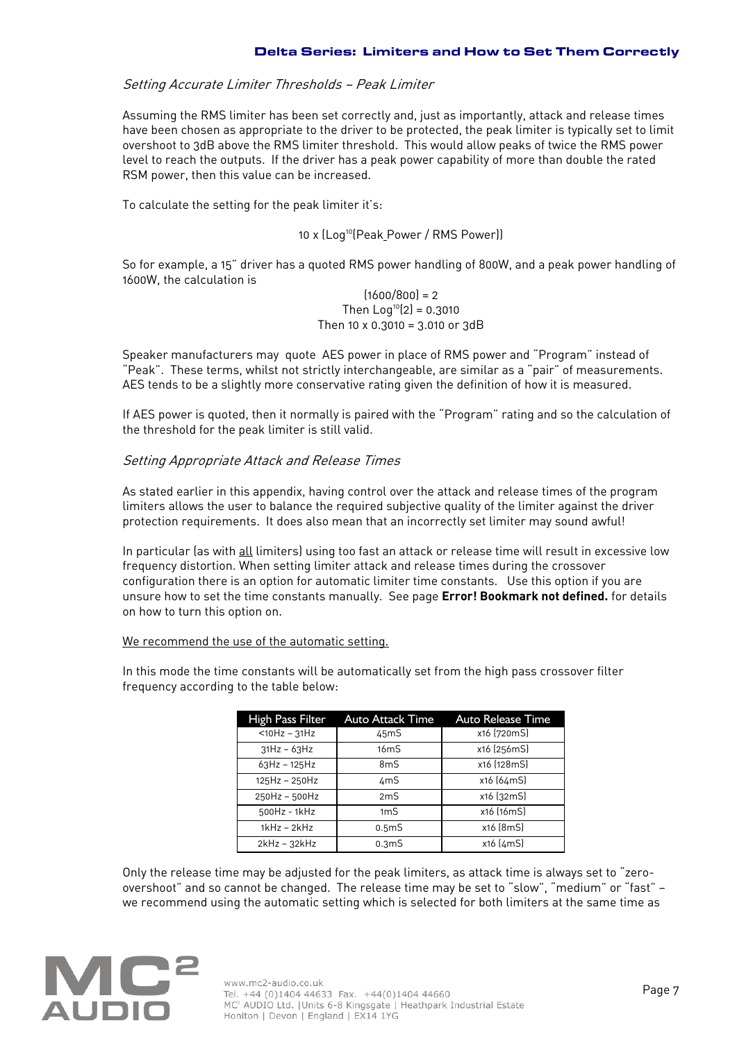### *Setting Accurate Limiter Thresholds – Peak Limiter*

Assuming the RMS limiter has been set correctly and, just as importantly, attack and release times have been chosen as appropriate to the driver to be protected, the peak limiter is typically set to limit overshoot to 3dB above the RMS limiter threshold. This would allow peaks of twice the RMS power level to reach the outputs. If the driver has a peak power capability of more than double the rated RSM power, then this value can be increased.

To calculate the setting for the peak limiter it's:

$$10 \times (\mathrm{Log}^{10}(\mathrm{Peak\_Power} / \mathrm{RMS\ Power}))$$

So for example, a 15" driver has a quoted RMS power handling of 800W, and a peak power handling of 1600W, the calculation is

$$(1600/800) = 2$$
$$\text{Then } \mathrm{Log}^{10}(2) = 0.3010$$
$$\text{Then } 10 \times 0.3010 = 3.010 \text{ or } 3\mathrm{dB}$$

Speaker manufacturers may quote AES power in place of RMS power and "Program" instead of "Peak". These terms, whilst not strictly interchangeable, are similar as a "pair" of measurements. AES tends to be a slightly more conservative rating given the definition of how it is measured.

If AES power is quoted, then it normally is paired with the "Program" rating and so the calculation of the threshold for the peak limiter is still valid.

### *Setting Appropriate Attack and Release Times*

As stated earlier in this appendix, having control over the attack and release times of the program limiters allows the user to balance the required subjective quality of the limiter against the driver protection requirements. It does also mean that an incorrectly set limiter may sound awful!

In particular (as with <u>all</u> limiters) using too fast an attack or release time will result in excessive low frequency distortion. When setting limiter attack and release times during the crossover configuration there is an option for automatic limiter time constants. Use this option if you are unsure how to set the time constants manually. See page **Error! Bookmark not defined.** for details on how to turn this option on.

<u>We recommend the use of the automatic setting.</u>

In this mode the time constants will be automatically set from the high pass crossover filter frequency according to the table below:

| High Pass Filter | Auto Attack Time | Auto Release Time |
|---|---|---|
| <10Hz – 31Hz | 45mS | x16 (720mS) |
| 31Hz – 63Hz | 16mS | x16 (256mS) |
| 63Hz – 125Hz | 8mS | x16 (128mS) |
| 125Hz – 250Hz | 4mS | x16 (64mS) |
| 250Hz – 500Hz | 2mS | x16 (32mS) |
| 500Hz - 1kHz | 1mS | x16 (16mS) |
| 1kHz – 2kHz | 0.5mS | x16 (8mS) |
| 2kHz – 32kHz | 0.3mS | x16 (4mS) |

Only the release time may be adjusted for the peak limiters, as attack time is always set to "zero-overshoot" and so cannot be changed. The release time may be set to "slow", "medium" or "fast" – we recommend using the automatic setting which is selected for both limiters at the same time as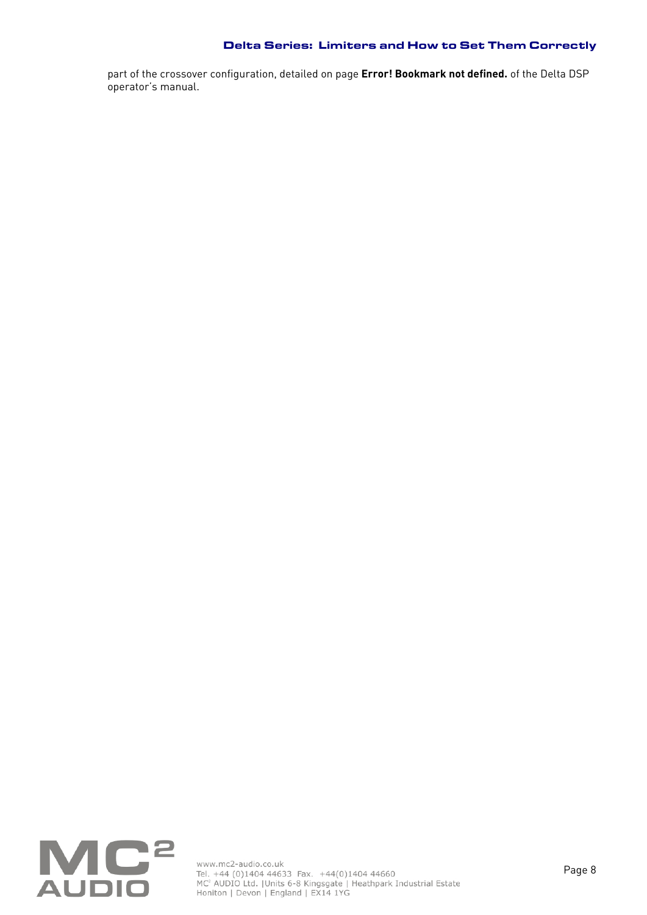part of the crossover configuration, detailed on page **Error! Bookmark not defined.** of the Delta DSP operator's manual.